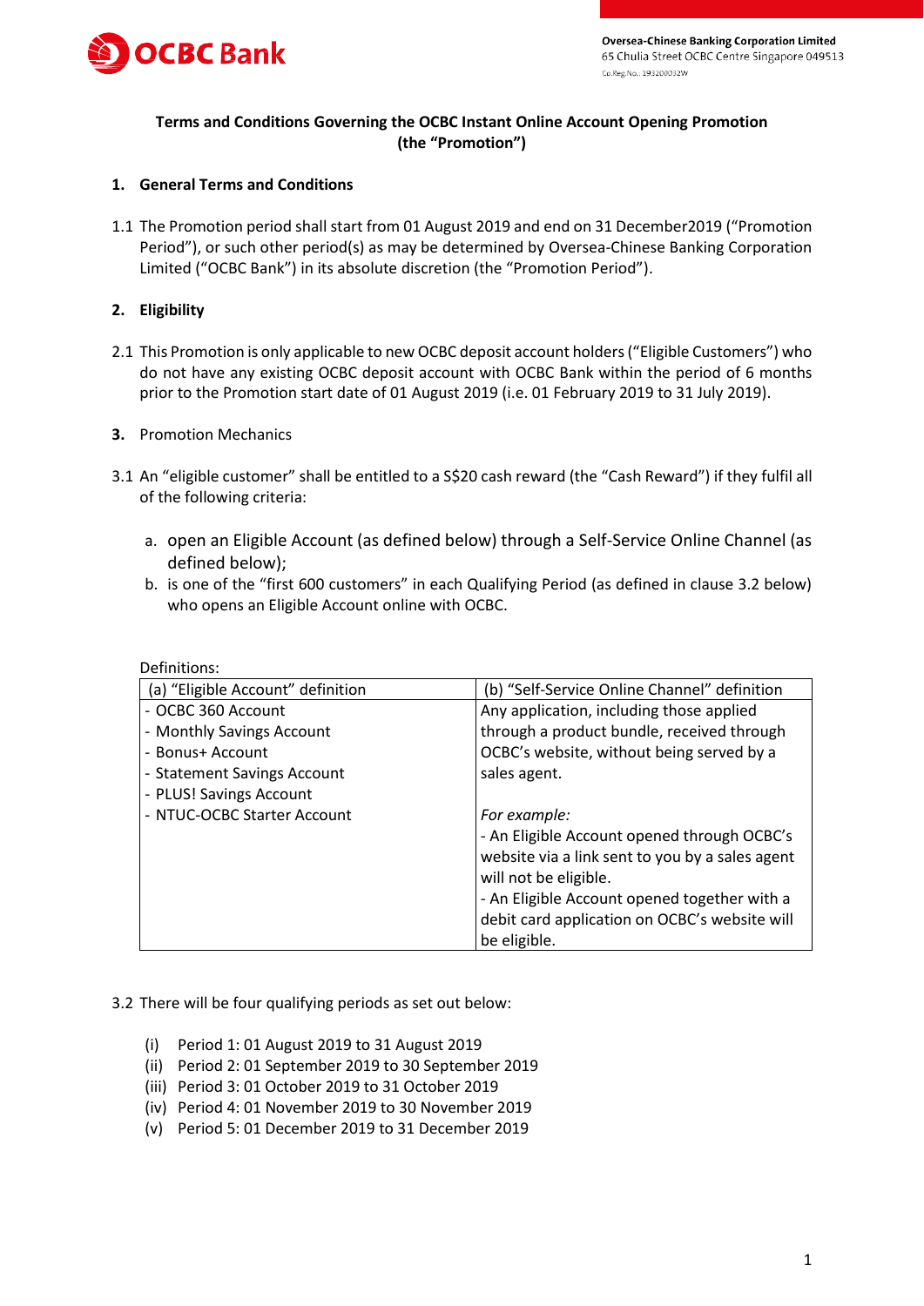Oversea-Chinese Banking Corporation Limited
65 Chulia Street OCBC Centre Singapore 049513
Co.Reg.No.: 193200032W

# Terms and Conditions Governing the OCBC Instant Online Account Opening Promotion (the "Promotion")

## 1. General Terms and Conditions

1.1 The Promotion period shall start from 01 August 2019 and end on 31 December2019 ("Promotion Period"), or such other period(s) as may be determined by Oversea-Chinese Banking Corporation Limited ("OCBC Bank") in its absolute discretion (the "Promotion Period").

## 2. Eligibility

2.1 This Promotion is only applicable to new OCBC deposit account holders ("Eligible Customers") who do not have any existing OCBC deposit account with OCBC Bank within the period of 6 months prior to the Promotion start date of 01 August 2019 (i.e. 01 February 2019 to 31 July 2019).

## 3. Promotion Mechanics

3.1 An "eligible customer" shall be entitled to a S$20 cash reward (the "Cash Reward") if they fulfil all of the following criteria:

a. open an Eligible Account (as defined below) through a Self-Service Online Channel (as defined below);
b. is one of the "first 600 customers" in each Qualifying Period (as defined in clause 3.2 below) who opens an Eligible Account online with OCBC.

Definitions:

| (a) "Eligible Account" definition | (b) "Self-Service Online Channel" definition |
|---|---|
| - OCBC 360 Account<br>- Monthly Savings Account<br>- Bonus+ Account<br>- Statement Savings Account<br>- PLUS! Savings Account<br>- NTUC-OCBC Starter Account | Any application, including those applied through a product bundle, received through OCBC's website, without being served by a sales agent.<br><br>*For example:*<br>- An Eligible Account opened through OCBC's website via a link sent to you by a sales agent will not be eligible.<br>- An Eligible Account opened together with a debit card application on OCBC's website will be eligible. |

3.2 There will be four qualifying periods as set out below:

(i) Period 1: 01 August 2019 to 31 August 2019
(ii) Period 2: 01 September 2019 to 30 September 2019
(iii) Period 3: 01 October 2019 to 31 October 2019
(iv) Period 4: 01 November 2019 to 30 November 2019
(v) Period 5: 01 December 2019 to 31 December 2019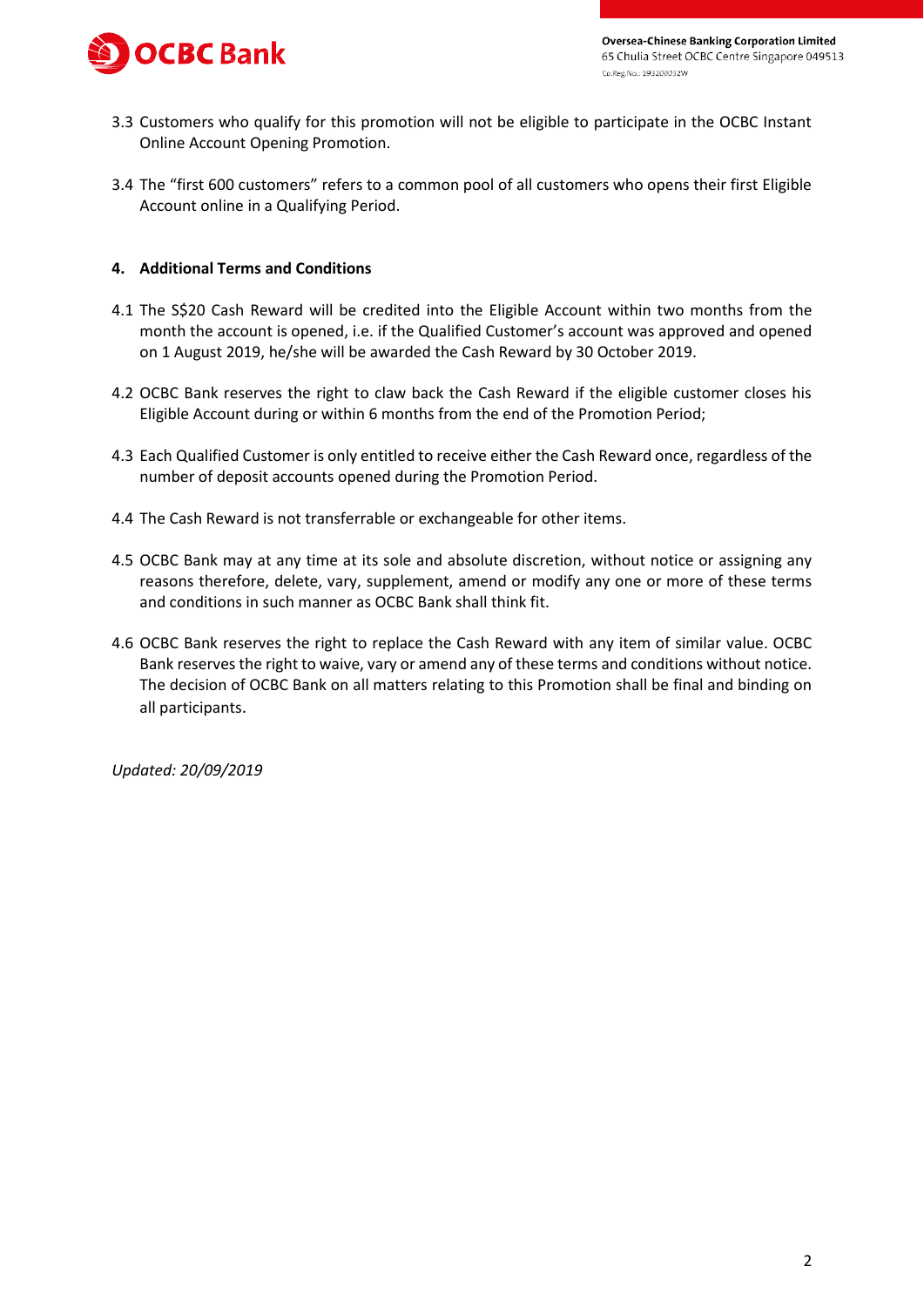3.3 Customers who qualify for this promotion will not be eligible to participate in the OCBC Instant Online Account Opening Promotion.

3.4 The "first 600 customers" refers to a common pool of all customers who opens their first Eligible Account online in a Qualifying Period.

**4. Additional Terms and Conditions**

4.1 The S$20 Cash Reward will be credited into the Eligible Account within two months from the month the account is opened, i.e. if the Qualified Customer's account was approved and opened on 1 August 2019, he/she will be awarded the Cash Reward by 30 October 2019.

4.2 OCBC Bank reserves the right to claw back the Cash Reward if the eligible customer closes his Eligible Account during or within 6 months from the end of the Promotion Period;

4.3 Each Qualified Customer is only entitled to receive either the Cash Reward once, regardless of the number of deposit accounts opened during the Promotion Period.

4.4 The Cash Reward is not transferrable or exchangeable for other items.

4.5 OCBC Bank may at any time at its sole and absolute discretion, without notice or assigning any reasons therefore, delete, vary, supplement, amend or modify any one or more of these terms and conditions in such manner as OCBC Bank shall think fit.

4.6 OCBC Bank reserves the right to replace the Cash Reward with any item of similar value. OCBC Bank reserves the right to waive, vary or amend any of these terms and conditions without notice. The decision of OCBC Bank on all matters relating to this Promotion shall be final and binding on all participants.

*Updated: 20/09/2019*